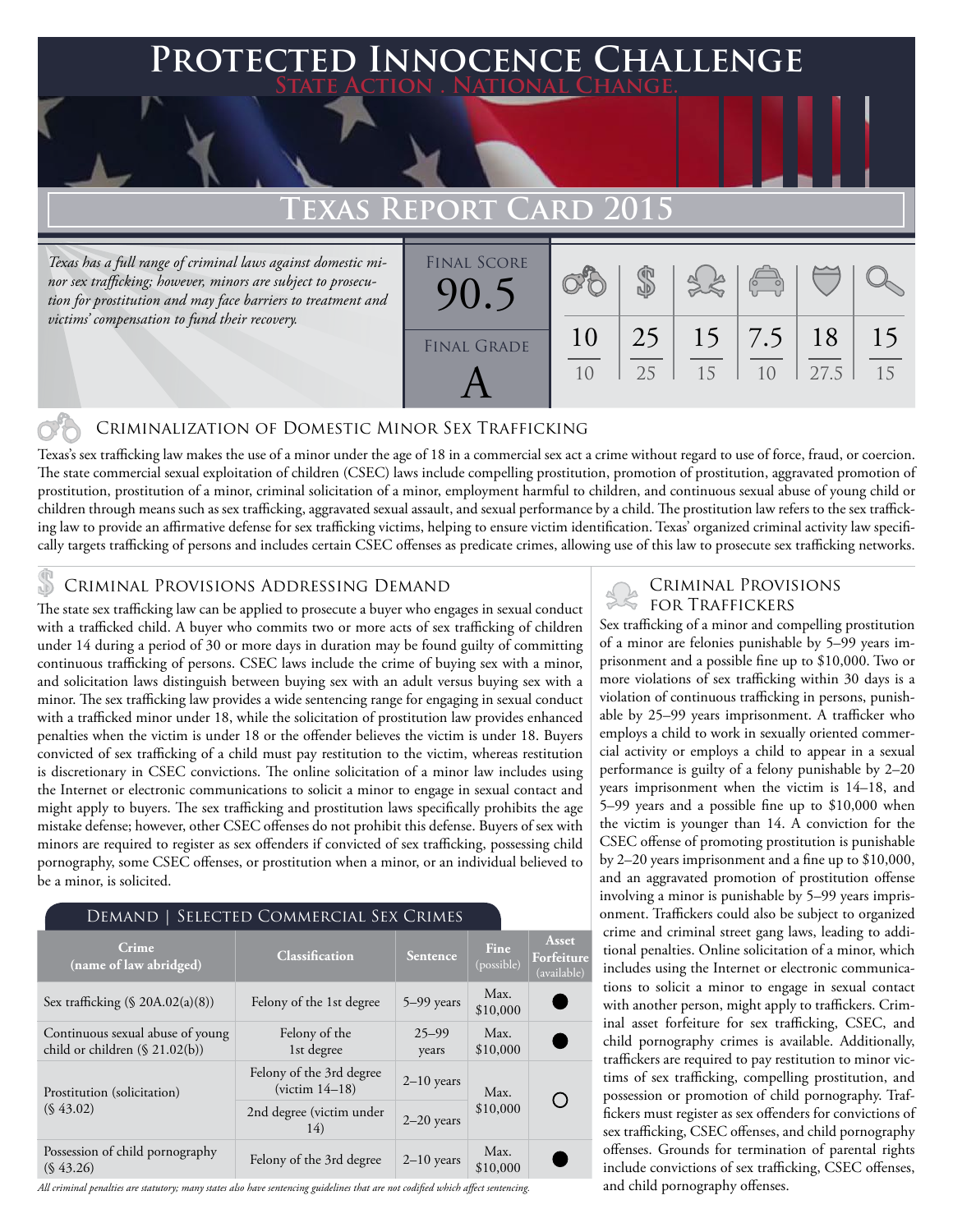# Protected Innocence Challenge

**State Action . National Change.**

## Texas Report Card 2015

*Texas has a full range of criminal laws against domestic minor sex trafficking; however, minors are subject to prosecution for prostitution and may face barriers to treatment and victims' compensation to fund their recovery.*

| Final Score | Final Grade | | | | | | |
|---|---|---|---|---|---|---|---|
| 90.5 | A | 10/10 | 25/25 | 15/15 | 7.5/10 | 18/27.5 | 15/15 |

### Criminalization of Domestic Minor Sex Trafficking

Texas's sex trafficking law makes the use of a minor under the age of 18 in a commercial sex act a crime without regard to use of force, fraud, or coercion. The state commercial sexual exploitation of children (CSEC) laws include compelling prostitution, promotion of prostitution, aggravated promotion of prostitution, prostitution of a minor, criminal solicitation of a minor, employment harmful to children, and continuous sexual abuse of young child or children through means such as sex trafficking, aggravated sexual assault, and sexual performance by a child. The prostitution law refers to the sex trafficking law to provide an affirmative defense for sex trafficking victims, helping to ensure victim identification. Texas' organized criminal activity law specifically targets trafficking of persons and includes certain CSEC offenses as predicate crimes, allowing use of this law to prosecute sex trafficking networks.

### Criminal Provisions Addressing Demand

The state sex trafficking law can be applied to prosecute a buyer who engages in sexual conduct with a trafficked child. A buyer who commits two or more acts of sex trafficking of children under 14 during a period of 30 or more days in duration may be found guilty of committing continuous trafficking of persons. CSEC laws include the crime of buying sex with a minor, and solicitation laws distinguish between buying sex with an adult versus buying sex with a minor. The sex trafficking law provides a wide sentencing range for engaging in sexual conduct with a trafficked minor under 18, while the solicitation of prostitution law provides enhanced penalties when the victim is under 18 or the offender believes the victim is under 18. Buyers convicted of sex trafficking of a child must pay restitution to the victim, whereas restitution is discretionary in CSEC convictions. The online solicitation of a minor law includes using the Internet or electronic communications to solicit a minor to engage in sexual contact and might apply to buyers. The sex trafficking and prostitution laws specifically prohibits the age mistake defense; however, other CSEC offenses do not prohibit this defense. Buyers of sex with minors are required to register as sex offenders if convicted of sex trafficking, possessing child pornography, some CSEC offenses, or prostitution when a minor, or an individual believed to be a minor, is solicited.

**Demand | Selected Commercial Sex Crimes**

| Crime (name of law abridged) | Classification | Sentence | Fine (possible) | Asset Forfeiture (available) |
|---|---|---|---|---|
| Sex trafficking (§ 20A.02(a)(8)) | Felony of the 1st degree | 5–99 years | Max. $10,000 | ● |
| Continuous sexual abuse of young child or children (§ 21.02(b)) | Felony of the 1st degree | 25–99 years | Max. $10,000 | ● |
| Prostitution (solicitation) (§ 43.02) | Felony of the 3rd degree (victim 14–18) | 2–10 years | Max. $10,000 | ○ |
| | 2nd degree (victim under 14) | 2–20 years | | |
| Possession of child pornography (§ 43.26) | Felony of the 3rd degree | 2–10 years | Max. $10,000 | ● |

*All criminal penalties are statutory; many states also have sentencing guidelines that are not codified which affect sentencing.*

### Criminal Provisions for Traffickers

Sex trafficking of a minor and compelling prostitution of a minor are felonies punishable by 5–99 years imprisonment and a possible fine up to $10,000. Two or more violations of sex trafficking within 30 days is a violation of continuous trafficking in persons, punishable by 25–99 years imprisonment. A trafficker who employs a child to work in sexually oriented commercial activity or employs a child to appear in a sexual performance is guilty of a felony punishable by 2–20 years imprisonment when the victim is 14–18, and 5–99 years and a possible fine up to $10,000 when the victim is younger than 14. A conviction for the CSEC offense of promoting prostitution is punishable by 2–20 years imprisonment and a fine up to $10,000, and an aggravated promotion of prostitution offense involving a minor is punishable by 5–99 years imprisonment. Traffickers could also be subject to organized crime and criminal street gang laws, leading to additional penalties. Online solicitation of a minor, which includes using the Internet or electronic communications to solicit a minor to engage in sexual contact with another person, might apply to traffickers. Criminal asset forfeiture for sex trafficking, CSEC, and child pornography crimes is available. Additionally, traffickers are required to pay restitution to minor victims of sex trafficking, compelling prostitution, and possession or promotion of child pornography. Traffickers must register as sex offenders for convictions of sex trafficking, CSEC offenses, and child pornography offenses. Grounds for termination of parental rights include convictions of sex trafficking, CSEC offenses, and child pornography offenses.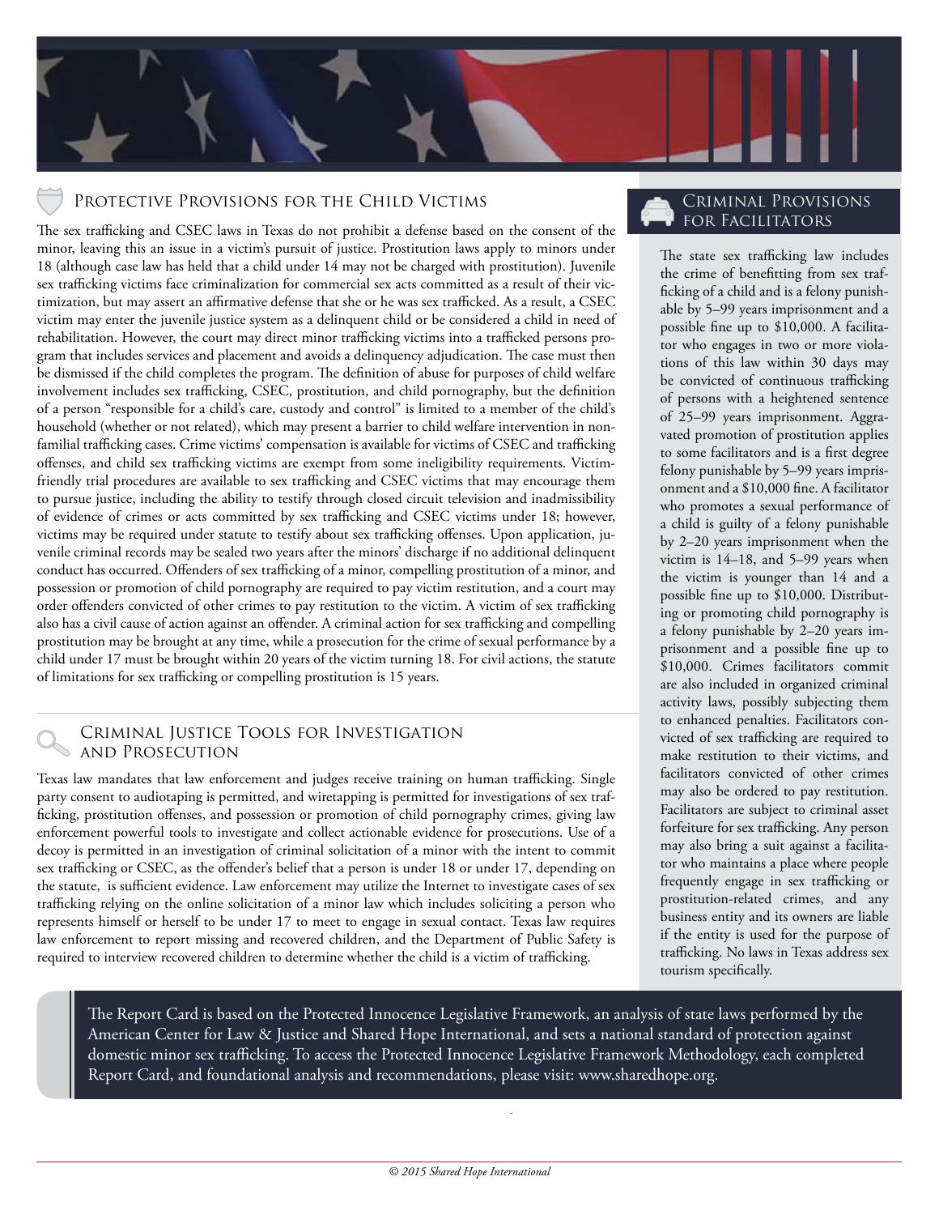## Protective Provisions for the Child Victims

The sex trafficking and CSEC laws in Texas do not prohibit a defense based on the consent of the minor, leaving this an issue in a victim's pursuit of justice. Prostitution laws apply to minors under 18 (although case law has held that a child under 14 may not be charged with prostitution). Juvenile sex trafficking victims face criminalization for commercial sex acts committed as a result of their victimization, but may assert an affirmative defense that she or he was sex trafficked. As a result, a CSEC victim may enter the juvenile justice system as a delinquent child or be considered a child in need of rehabilitation. However, the court may direct minor trafficking victims into a trafficked persons program that includes services and placement and avoids a delinquency adjudication. The case must then be dismissed if the child completes the program. The definition of abuse for purposes of child welfare involvement includes sex trafficking, CSEC, prostitution, and child pornography, but the definition of a person "responsible for a child's care, custody and control" is limited to a member of the child's household (whether or not related), which may present a barrier to child welfare intervention in non-familial trafficking cases. Crime victims' compensation is available for victims of CSEC and trafficking offenses, and child sex trafficking victims are exempt from some ineligibility requirements. Victim-friendly trial procedures are available to sex trafficking and CSEC victims that may encourage them to pursue justice, including the ability to testify through closed circuit television and inadmissibility of evidence of crimes or acts committed by sex trafficking and CSEC victims under 18; however, victims may be required under statute to testify about sex trafficking offenses. Upon application, juvenile criminal records may be sealed two years after the minors' discharge if no additional delinquent conduct has occurred. Offenders of sex trafficking of a minor, compelling prostitution of a minor, and possession or promotion of child pornography are required to pay victim restitution, and a court may order offenders convicted of other crimes to pay restitution to the victim. A victim of sex trafficking also has a civil cause of action against an offender. A criminal action for sex trafficking and compelling prostitution may be brought at any time, while a prosecution for the crime of sexual performance by a child under 17 must be brought within 20 years of the victim turning 18. For civil actions, the statute of limitations for sex trafficking or compelling prostitution is 15 years.

## Criminal Justice Tools for Investigation and Prosecution

Texas law mandates that law enforcement and judges receive training on human trafficking. Single party consent to audiotaping is permitted, and wiretapping is permitted for investigations of sex trafficking, prostitution offenses, and possession or promotion of child pornography crimes, giving law enforcement powerful tools to investigate and collect actionable evidence for prosecutions. Use of a decoy is permitted in an investigation of criminal solicitation of a minor with the intent to commit sex trafficking or CSEC, as the offender's belief that a person is under 18 or under 17, depending on the statute, is sufficient evidence. Law enforcement may utilize the Internet to investigate cases of sex trafficking relying on the online solicitation of a minor law which includes soliciting a person who represents himself or herself to be under 17 to meet to engage in sexual contact. Texas law requires law enforcement to report missing and recovered children, and the Department of Public Safety is required to interview recovered children to determine whether the child is a victim of trafficking.

## Criminal Provisions for Facilitators

The state sex trafficking law includes the crime of benefitting from sex trafficking of a child and is a felony punishable by 5–99 years imprisonment and a possible fine up to $10,000. A facilitator who engages in two or more violations of this law within 30 days may be convicted of continuous trafficking of persons with a heightened sentence of 25–99 years imprisonment. Aggravated promotion of prostitution applies to some facilitators and is a first degree felony punishable by 5–99 years imprisonment and a $10,000 fine. A facilitator who promotes a sexual performance of a child is guilty of a felony punishable by 2–20 years imprisonment when the victim is 14–18, and 5–99 years when the victim is younger than 14 and a possible fine up to $10,000. Distributing or promoting child pornography is a felony punishable by 2–20 years imprisonment and a possible fine up to $10,000. Crimes facilitators commit are also included in organized criminal activity laws, possibly subjecting them to enhanced penalties. Facilitators convicted of sex trafficking are required to make restitution to their victims, and facilitators convicted of other crimes may also be ordered to pay restitution. Facilitators are subject to criminal asset forfeiture for sex trafficking. Any person may also bring a suit against a facilitator who maintains a place where people frequently engage in sex trafficking or prostitution-related crimes, and any business entity and its owners are liable if the entity is used for the purpose of trafficking. No laws in Texas address sex tourism specifically.

The Report Card is based on the Protected Innocence Legislative Framework, an analysis of state laws performed by the American Center for Law & Justice and Shared Hope International, and sets a national standard of protection against domestic minor sex trafficking. To access the Protected Innocence Legislative Framework Methodology, each completed Report Card, and foundational analysis and recommendations, please visit: www.sharedhope.org.

*© 2015 Shared Hope International*